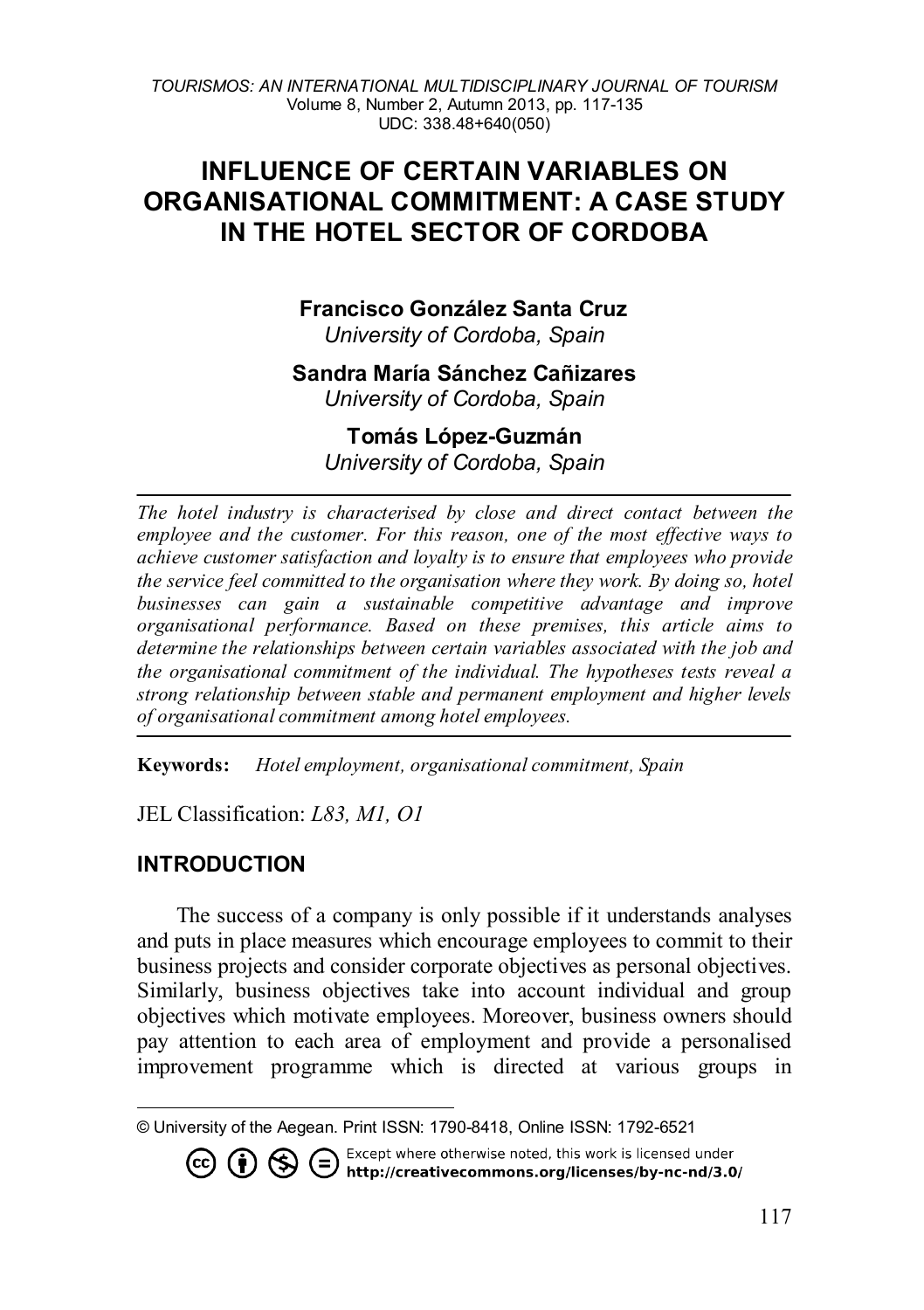# INFLUENCE OF CERTAIN VARIABLES ON ORGANISATIONAL COMMITMENT: A CASE STUDY IN THE HOTEL SECTOR OF CORDOBA

**Francisco González Santa Cruz**
*University of Cordoba, Spain*

**Sandra María Sánchez Cañizares**
*University of Cordoba, Spain*

**Tomás López-Guzmán**
*University of Cordoba, Spain*

---

*The hotel industry is characterised by close and direct contact between the employee and the customer. For this reason, one of the most effective ways to achieve customer satisfaction and loyalty is to ensure that employees who provide the service feel committed to the organisation where they work. By doing so, hotel businesses can gain a sustainable competitive advantage and improve organisational performance. Based on these premises, this article aims to determine the relationships between certain variables associated with the job and the organisational commitment of the individual. The hypotheses tests reveal a strong relationship between stable and permanent employment and higher levels of organisational commitment among hotel employees.*

---

**Keywords:** *Hotel employment, organisational commitment, Spain*

JEL Classification: *L83, M1, O1*

## INTRODUCTION

The success of a company is only possible if it understands analyses and puts in place measures which encourage employees to commit to their business projects and consider corporate objectives as personal objectives. Similarly, business objectives take into account individual and group objectives which motivate employees. Moreover, business owners should pay attention to each area of employment and provide a personalised improvement programme which is directed at various groups in

---

© University of the Aegean. Print ISSN: 1790-8418, Online ISSN: 1792-6521

Except where otherwise noted, this work is licensed under **http://creativecommons.org/licenses/by-nc-nd/3.0/**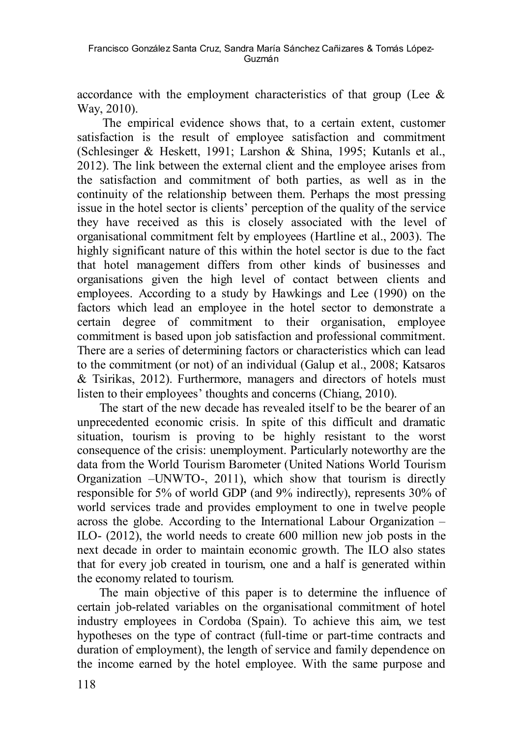accordance with the employment characteristics of that group (Lee & Way, 2010).

The empirical evidence shows that, to a certain extent, customer satisfaction is the result of employee satisfaction and commitment (Schlesinger & Heskett, 1991; Larshon & Shina, 1995; Kutanls et al., 2012). The link between the external client and the employee arises from the satisfaction and commitment of both parties, as well as in the continuity of the relationship between them. Perhaps the most pressing issue in the hotel sector is clients' perception of the quality of the service they have received as this is closely associated with the level of organisational commitment felt by employees (Hartline et al., 2003). The highly significant nature of this within the hotel sector is due to the fact that hotel management differs from other kinds of businesses and organisations given the high level of contact between clients and employees. According to a study by Hawkings and Lee (1990) on the factors which lead an employee in the hotel sector to demonstrate a certain degree of commitment to their organisation, employee commitment is based upon job satisfaction and professional commitment. There are a series of determining factors or characteristics which can lead to the commitment (or not) of an individual (Galup et al., 2008; Katsaros & Tsirikas, 2012). Furthermore, managers and directors of hotels must listen to their employees' thoughts and concerns (Chiang, 2010).

The start of the new decade has revealed itself to be the bearer of an unprecedented economic crisis. In spite of this difficult and dramatic situation, tourism is proving to be highly resistant to the worst consequence of the crisis: unemployment. Particularly noteworthy are the data from the World Tourism Barometer (United Nations World Tourism Organization –UNWTO-, 2011), which show that tourism is directly responsible for 5% of world GDP (and 9% indirectly), represents 30% of world services trade and provides employment to one in twelve people across the globe. According to the International Labour Organization – ILO- (2012), the world needs to create 600 million new job posts in the next decade in order to maintain economic growth. The ILO also states that for every job created in tourism, one and a half is generated within the economy related to tourism.

The main objective of this paper is to determine the influence of certain job-related variables on the organisational commitment of hotel industry employees in Cordoba (Spain). To achieve this aim, we test hypotheses on the type of contract (full-time or part-time contracts and duration of employment), the length of service and family dependence on the income earned by the hotel employee. With the same purpose and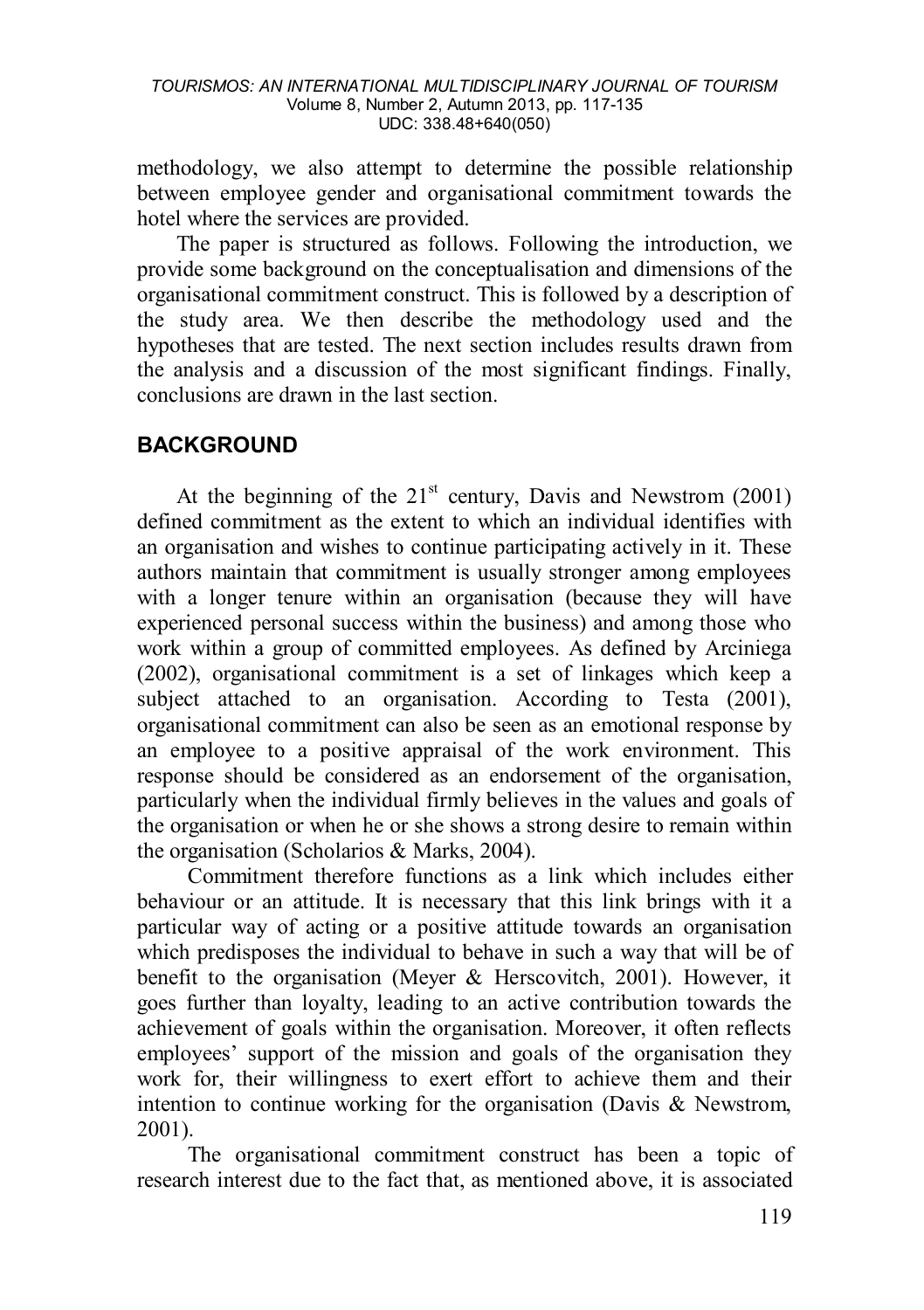methodology, we also attempt to determine the possible relationship between employee gender and organisational commitment towards the hotel where the services are provided.

The paper is structured as follows. Following the introduction, we provide some background on the conceptualisation and dimensions of the organisational commitment construct. This is followed by a description of the study area. We then describe the methodology used and the hypotheses that are tested. The next section includes results drawn from the analysis and a discussion of the most significant findings. Finally, conclusions are drawn in the last section.

## BACKGROUND

At the beginning of the 21st century, Davis and Newstrom (2001) defined commitment as the extent to which an individual identifies with an organisation and wishes to continue participating actively in it. These authors maintain that commitment is usually stronger among employees with a longer tenure within an organisation (because they will have experienced personal success within the business) and among those who work within a group of committed employees. As defined by Arciniega (2002), organisational commitment is a set of linkages which keep a subject attached to an organisation. According to Testa (2001), organisational commitment can also be seen as an emotional response by an employee to a positive appraisal of the work environment. This response should be considered as an endorsement of the organisation, particularly when the individual firmly believes in the values and goals of the organisation or when he or she shows a strong desire to remain within the organisation (Scholarios & Marks, 2004).

Commitment therefore functions as a link which includes either behaviour or an attitude. It is necessary that this link brings with it a particular way of acting or a positive attitude towards an organisation which predisposes the individual to behave in such a way that will be of benefit to the organisation (Meyer & Herscovitch, 2001). However, it goes further than loyalty, leading to an active contribution towards the achievement of goals within the organisation. Moreover, it often reflects employees' support of the mission and goals of the organisation they work for, their willingness to exert effort to achieve them and their intention to continue working for the organisation (Davis & Newstrom, 2001).

The organisational commitment construct has been a topic of research interest due to the fact that, as mentioned above, it is associated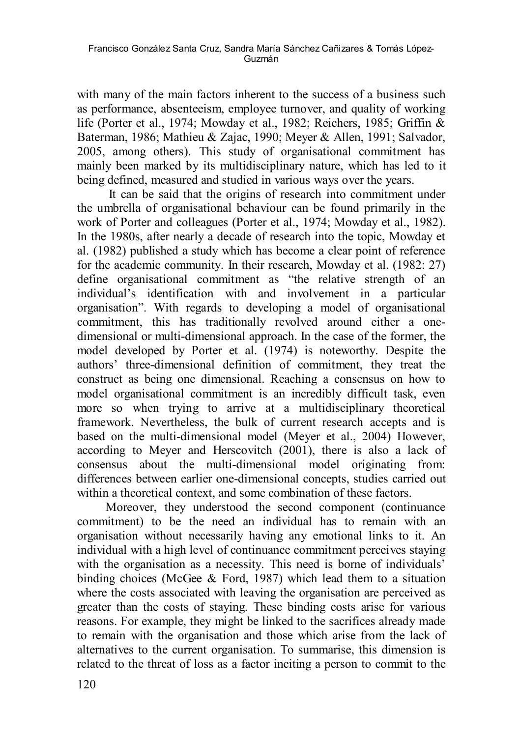with many of the main factors inherent to the success of a business such as performance, absenteeism, employee turnover, and quality of working life (Porter et al., 1974; Mowday et al., 1982; Reichers, 1985; Griffin & Baterman, 1986; Mathieu & Zajac, 1990; Meyer & Allen, 1991; Salvador, 2005, among others). This study of organisational commitment has mainly been marked by its multidisciplinary nature, which has led to it being defined, measured and studied in various ways over the years.

It can be said that the origins of research into commitment under the umbrella of organisational behaviour can be found primarily in the work of Porter and colleagues (Porter et al., 1974; Mowday et al., 1982). In the 1980s, after nearly a decade of research into the topic, Mowday et al. (1982) published a study which has become a clear point of reference for the academic community. In their research, Mowday et al. (1982: 27) define organisational commitment as "the relative strength of an individual's identification with and involvement in a particular organisation". With regards to developing a model of organisational commitment, this has traditionally revolved around either a one-dimensional or multi-dimensional approach. In the case of the former, the model developed by Porter et al. (1974) is noteworthy. Despite the authors' three-dimensional definition of commitment, they treat the construct as being one dimensional. Reaching a consensus on how to model organisational commitment is an incredibly difficult task, even more so when trying to arrive at a multidisciplinary theoretical framework. Nevertheless, the bulk of current research accepts and is based on the multi-dimensional model (Meyer et al., 2004) However, according to Meyer and Herscovitch (2001), there is also a lack of consensus about the multi-dimensional model originating from: differences between earlier one-dimensional concepts, studies carried out within a theoretical context, and some combination of these factors.

Moreover, they understood the second component (continuance commitment) to be the need an individual has to remain with an organisation without necessarily having any emotional links to it. An individual with a high level of continuance commitment perceives staying with the organisation as a necessity. This need is borne of individuals' binding choices (McGee & Ford, 1987) which lead them to a situation where the costs associated with leaving the organisation are perceived as greater than the costs of staying. These binding costs arise for various reasons. For example, they might be linked to the sacrifices already made to remain with the organisation and those which arise from the lack of alternatives to the current organisation. To summarise, this dimension is related to the threat of loss as a factor inciting a person to commit to the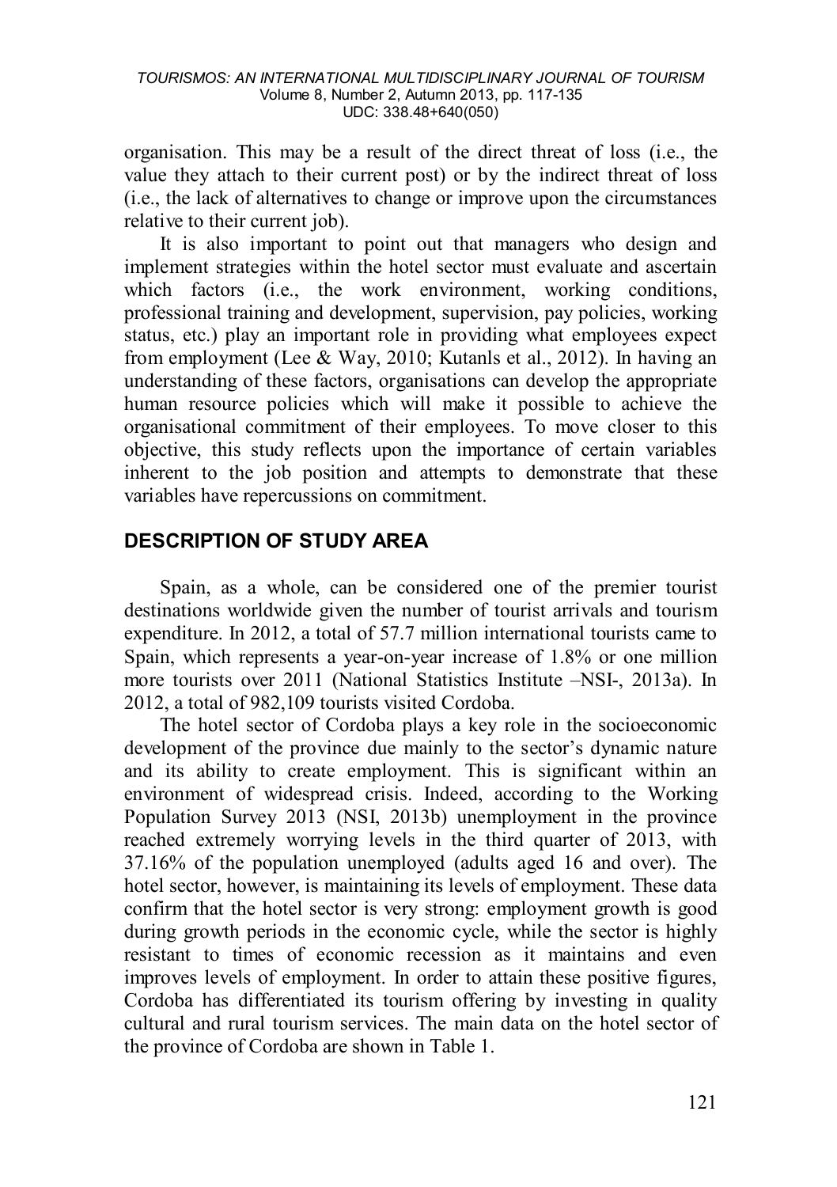organisation. This may be a result of the direct threat of loss (i.e., the value they attach to their current post) or by the indirect threat of loss (i.e., the lack of alternatives to change or improve upon the circumstances relative to their current job).

It is also important to point out that managers who design and implement strategies within the hotel sector must evaluate and ascertain which factors (i.e., the work environment, working conditions, professional training and development, supervision, pay policies, working status, etc.) play an important role in providing what employees expect from employment (Lee & Way, 2010; Kutanls et al., 2012). In having an understanding of these factors, organisations can develop the appropriate human resource policies which will make it possible to achieve the organisational commitment of their employees. To move closer to this objective, this study reflects upon the importance of certain variables inherent to the job position and attempts to demonstrate that these variables have repercussions on commitment.

## DESCRIPTION OF STUDY AREA

Spain, as a whole, can be considered one of the premier tourist destinations worldwide given the number of tourist arrivals and tourism expenditure. In 2012, a total of 57.7 million international tourists came to Spain, which represents a year-on-year increase of 1.8% or one million more tourists over 2011 (National Statistics Institute –NSI-, 2013a). In 2012, a total of 982,109 tourists visited Cordoba.

The hotel sector of Cordoba plays a key role in the socioeconomic development of the province due mainly to the sector's dynamic nature and its ability to create employment. This is significant within an environment of widespread crisis. Indeed, according to the Working Population Survey 2013 (NSI, 2013b) unemployment in the province reached extremely worrying levels in the third quarter of 2013, with 37.16% of the population unemployed (adults aged 16 and over). The hotel sector, however, is maintaining its levels of employment. These data confirm that the hotel sector is very strong: employment growth is good during growth periods in the economic cycle, while the sector is highly resistant to times of economic recession as it maintains and even improves levels of employment. In order to attain these positive figures, Cordoba has differentiated its tourism offering by investing in quality cultural and rural tourism services. The main data on the hotel sector of the province of Cordoba are shown in Table 1.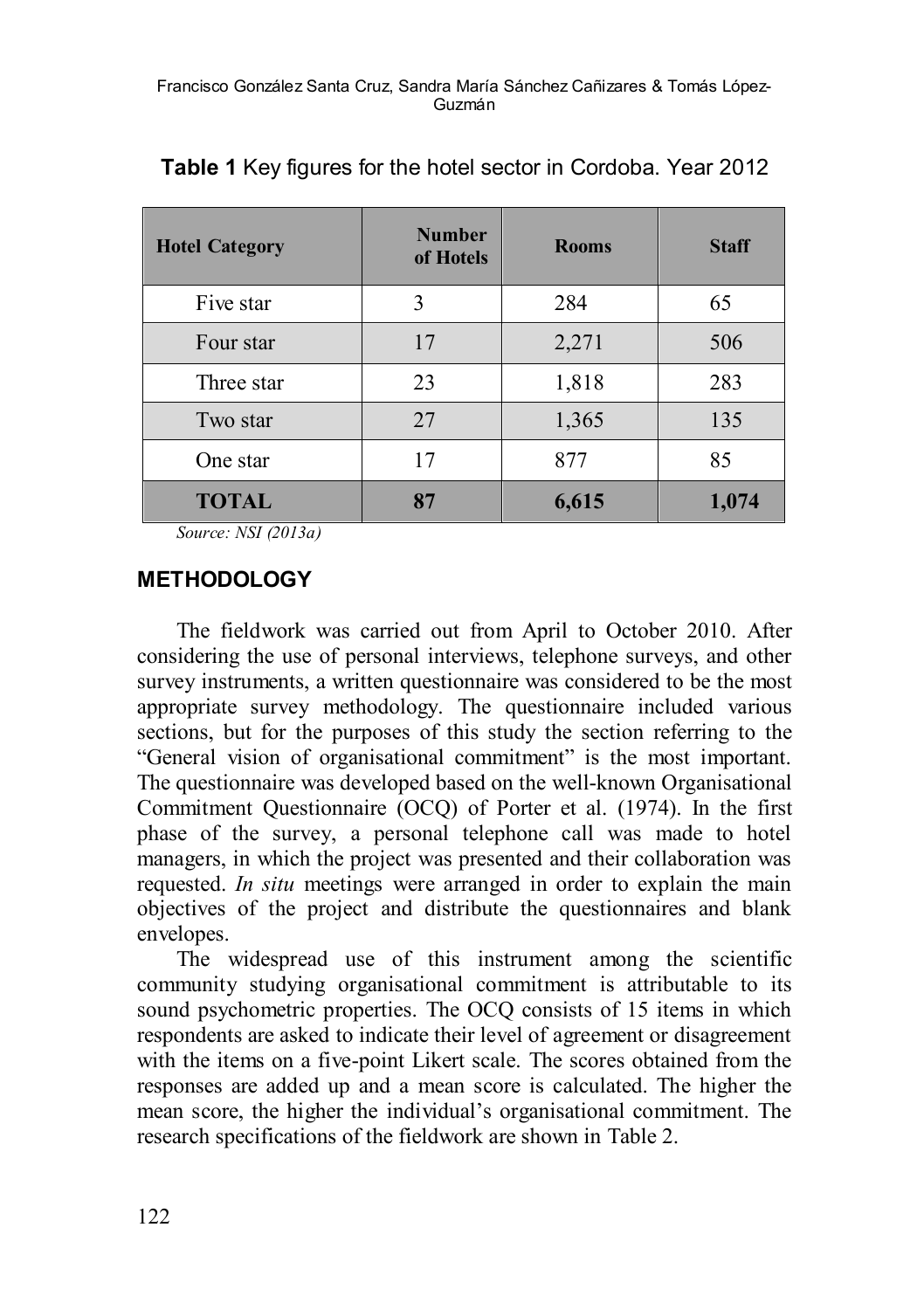**Table 1** Key figures for the hotel sector in Cordoba. Year 2012

| Hotel Category | Number of Hotels | Rooms | Staff |
|---|---|---|---|
| Five star | 3 | 284 | 65 |
| Four star | 17 | 2,271 | 506 |
| Three star | 23 | 1,818 | 283 |
| Two star | 27 | 1,365 | 135 |
| One star | 17 | 877 | 85 |
| **TOTAL** | **87** | **6,615** | **1,074** |

*Source: NSI (2013a)*

## METHODOLOGY

The fieldwork was carried out from April to October 2010. After considering the use of personal interviews, telephone surveys, and other survey instruments, a written questionnaire was considered to be the most appropriate survey methodology. The questionnaire included various sections, but for the purposes of this study the section referring to the "General vision of organisational commitment" is the most important. The questionnaire was developed based on the well-known Organisational Commitment Questionnaire (OCQ) of Porter et al. (1974). In the first phase of the survey, a personal telephone call was made to hotel managers, in which the project was presented and their collaboration was requested. *In situ* meetings were arranged in order to explain the main objectives of the project and distribute the questionnaires and blank envelopes.

The widespread use of this instrument among the scientific community studying organisational commitment is attributable to its sound psychometric properties. The OCQ consists of 15 items in which respondents are asked to indicate their level of agreement or disagreement with the items on a five-point Likert scale. The scores obtained from the responses are added up and a mean score is calculated. The higher the mean score, the higher the individual's organisational commitment. The research specifications of the fieldwork are shown in Table 2.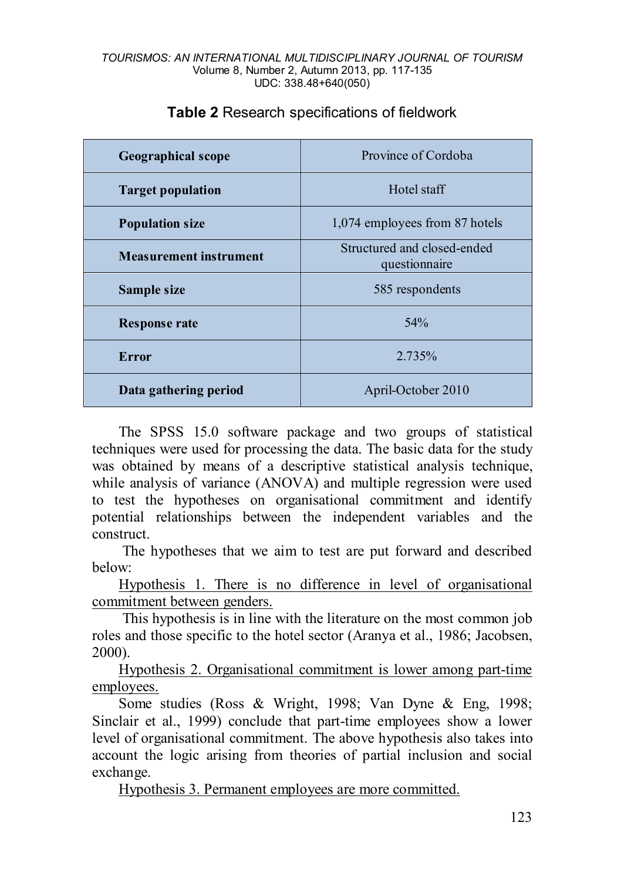**Table 2** Research specifications of fieldwork

| | |
|---|---|
| **Geographical scope** | Province of Cordoba |
| **Target population** | Hotel staff |
| **Population size** | 1,074 employees from 87 hotels |
| **Measurement instrument** | Structured and closed-ended questionnaire |
| **Sample size** | 585 respondents |
| **Response rate** | 54% |
| **Error** | 2.735% |
| **Data gathering period** | April-October 2010 |

The SPSS 15.0 software package and two groups of statistical techniques were used for processing the data. The basic data for the study was obtained by means of a descriptive statistical analysis technique, while analysis of variance (ANOVA) and multiple regression were used to test the hypotheses on organisational commitment and identify potential relationships between the independent variables and the construct.

The hypotheses that we aim to test are put forward and described below:

Hypothesis 1. There is no difference in level of organisational commitment between genders.

This hypothesis is in line with the literature on the most common job roles and those specific to the hotel sector (Aranya et al., 1986; Jacobsen, 2000).

Hypothesis 2. Organisational commitment is lower among part-time employees.

Some studies (Ross & Wright, 1998; Van Dyne & Eng, 1998; Sinclair et al., 1999) conclude that part-time employees show a lower level of organisational commitment. The above hypothesis also takes into account the logic arising from theories of partial inclusion and social exchange.

Hypothesis 3. Permanent employees are more committed.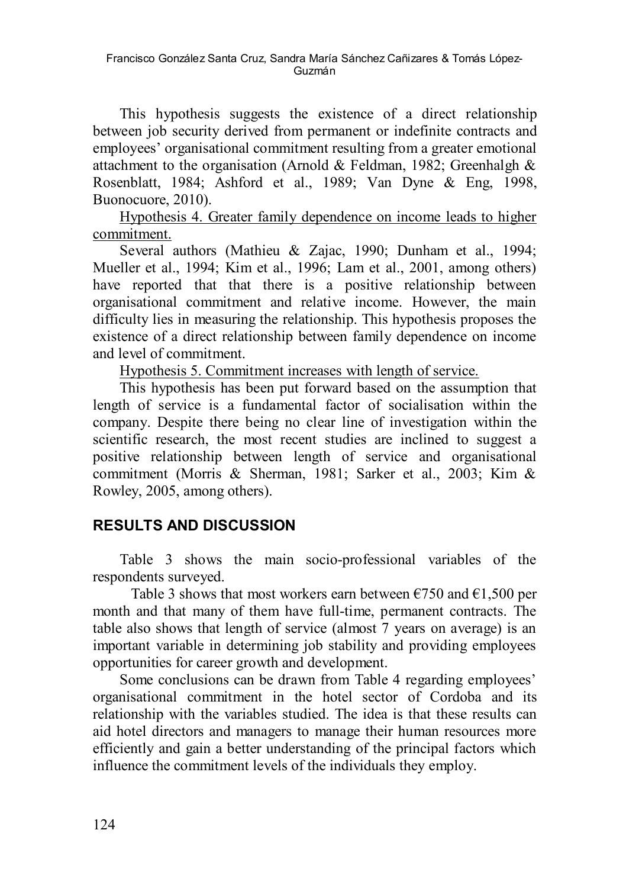This hypothesis suggests the existence of a direct relationship between job security derived from permanent or indefinite contracts and employees' organisational commitment resulting from a greater emotional attachment to the organisation (Arnold & Feldman, 1982; Greenhalgh & Rosenblatt, 1984; Ashford et al., 1989; Van Dyne & Eng, 1998, Buonocuore, 2010).

<u>Hypothesis 4. Greater family dependence on income leads to higher commitment.</u>

Several authors (Mathieu & Zajac, 1990; Dunham et al., 1994; Mueller et al., 1994; Kim et al., 1996; Lam et al., 2001, among others) have reported that that there is a positive relationship between organisational commitment and relative income. However, the main difficulty lies in measuring the relationship. This hypothesis proposes the existence of a direct relationship between family dependence on income and level of commitment.

<u>Hypothesis 5. Commitment increases with length of service.</u>

This hypothesis has been put forward based on the assumption that length of service is a fundamental factor of socialisation within the company. Despite there being no clear line of investigation within the scientific research, the most recent studies are inclined to suggest a positive relationship between length of service and organisational commitment (Morris & Sherman, 1981; Sarker et al., 2003; Kim & Rowley, 2005, among others).

## RESULTS AND DISCUSSION

Table 3 shows the main socio-professional variables of the respondents surveyed.

Table 3 shows that most workers earn between €750 and €1,500 per month and that many of them have full-time, permanent contracts. The table also shows that length of service (almost 7 years on average) is an important variable in determining job stability and providing employees opportunities for career growth and development.

Some conclusions can be drawn from Table 4 regarding employees' organisational commitment in the hotel sector of Cordoba and its relationship with the variables studied. The idea is that these results can aid hotel directors and managers to manage their human resources more efficiently and gain a better understanding of the principal factors which influence the commitment levels of the individuals they employ.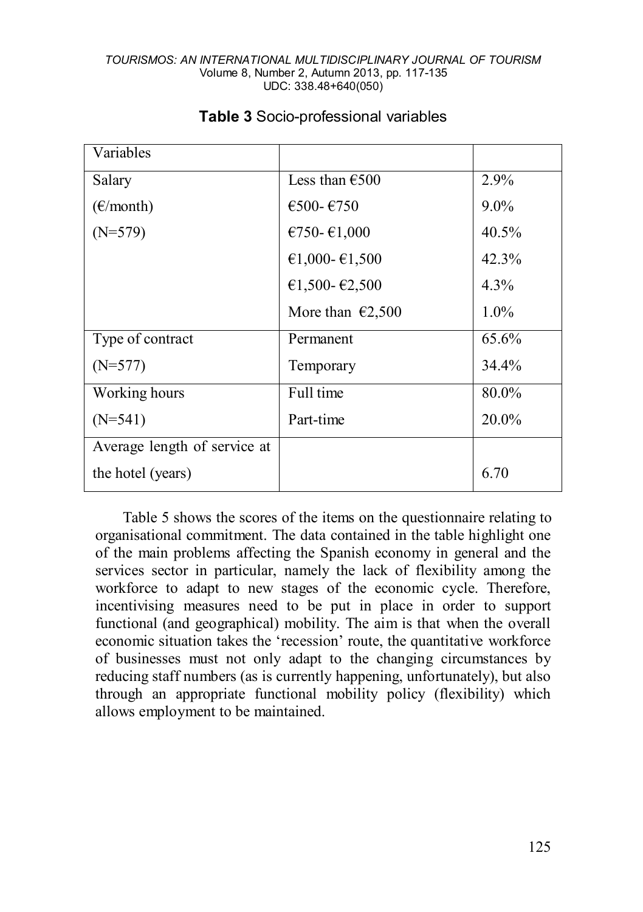**Table 3** Socio-professional variables

| Variables | | |
|---|---|---|
| Salary (€/month) (N=579) | Less than €500 | 2.9% |
| | €500- €750 | 9.0% |
| | €750- €1,000 | 40.5% |
| | €1,000- €1,500 | 42.3% |
| | €1,500- €2,500 | 4.3% |
| | More than €2,500 | 1.0% |
| Type of contract (N=577) | Permanent | 65.6% |
| | Temporary | 34.4% |
| Working hours (N=541) | Full time | 80.0% |
| | Part-time | 20.0% |
| Average length of service at the hotel (years) | | 6.70 |

Table 5 shows the scores of the items on the questionnaire relating to organisational commitment. The data contained in the table highlight one of the main problems affecting the Spanish economy in general and the services sector in particular, namely the lack of flexibility among the workforce to adapt to new stages of the economic cycle. Therefore, incentivising measures need to be put in place in order to support functional (and geographical) mobility. The aim is that when the overall economic situation takes the 'recession' route, the quantitative workforce of businesses must not only adapt to the changing circumstances by reducing staff numbers (as is currently happening, unfortunately), but also through an appropriate functional mobility policy (flexibility) which allows employment to be maintained.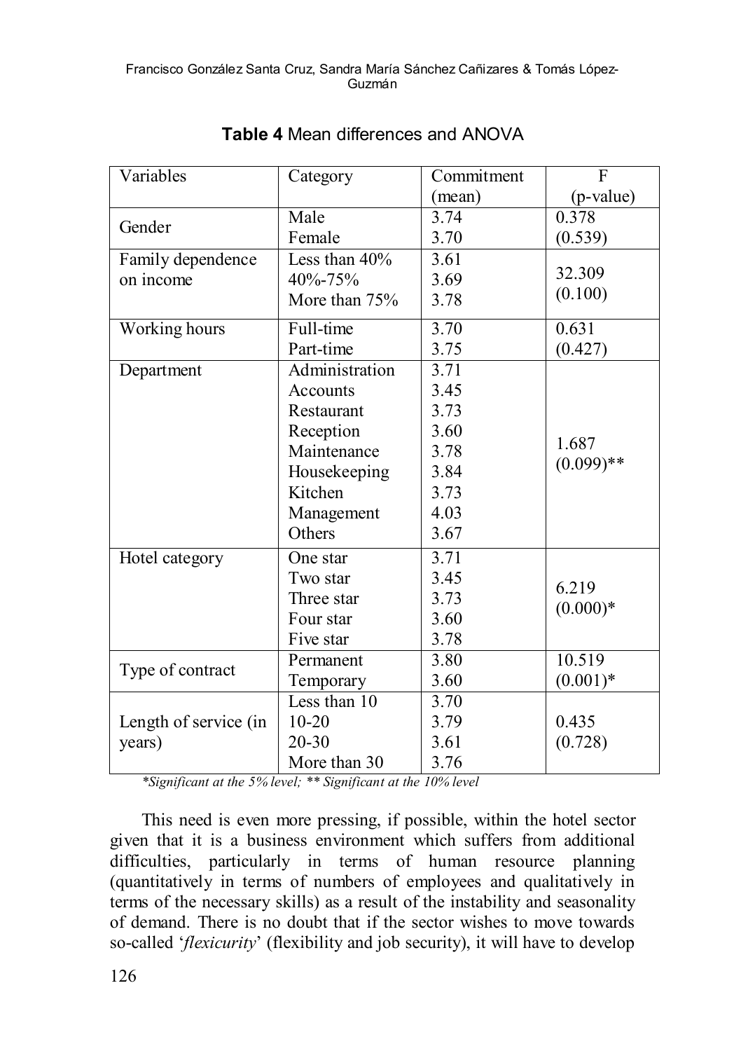**Table 4** Mean differences and ANOVA

| Variables | Category | Commitment (mean) | F (p-value) |
|---|---|---|---|
| Gender | Male | 3.74 | 0.378 |
| | Female | 3.70 | (0.539) |
| Family dependence on income | Less than 40% | 3.61 | 32.309 (0.100) |
| | 40%-75% | 3.69 | |
| | More than 75% | 3.78 | |
| Working hours | Full-time | 3.70 | 0.631 |
| | Part-time | 3.75 | (0.427) |
| Department | Administration | 3.71 | 1.687 (0.099)** |
| | Accounts | 3.45 | |
| | Restaurant | 3.73 | |
| | Reception | 3.60 | |
| | Maintenance | 3.78 | |
| | Housekeeping | 3.84 | |
| | Kitchen | 3.73 | |
| | Management | 4.03 | |
| | Others | 3.67 | |
| Hotel category | One star | 3.71 | 6.219 (0.000)* |
| | Two star | 3.45 | |
| | Three star | 3.73 | |
| | Four star | 3.60 | |
| | Five star | 3.78 | |
| Type of contract | Permanent | 3.80 | 10.519 |
| | Temporary | 3.60 | (0.001)* |
| Length of service (in years) | Less than 10 | 3.70 | 0.435 (0.728) |
| | 10-20 | 3.79 | |
| | 20-30 | 3.61 | |
| | More than 30 | 3.76 | |

*\*Significant at the 5% level; \*\* Significant at the 10% level*

This need is even more pressing, if possible, within the hotel sector given that it is a business environment which suffers from additional difficulties, particularly in terms of human resource planning (quantitatively in terms of numbers of employees and qualitatively in terms of the necessary skills) as a result of the instability and seasonality of demand. There is no doubt that if the sector wishes to move towards so-called '*flexicurity*' (flexibility and job security), it will have to develop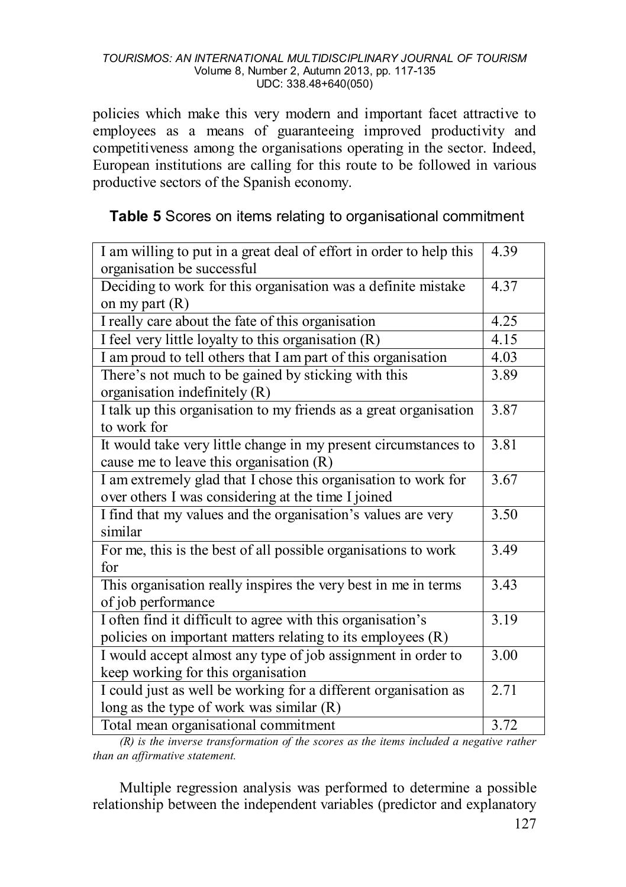policies which make this very modern and important facet attractive to employees as a means of guaranteeing improved productivity and competitiveness among the organisations operating in the sector. Indeed, European institutions are calling for this route to be followed in various productive sectors of the Spanish economy.

**Table 5** Scores on items relating to organisational commitment

| Item | Score |
|---|---|
| I am willing to put in a great deal of effort in order to help this organisation be successful | 4.39 |
| Deciding to work for this organisation was a definite mistake on my part (R) | 4.37 |
| I really care about the fate of this organisation | 4.25 |
| I feel very little loyalty to this organisation (R) | 4.15 |
| I am proud to tell others that I am part of this organisation | 4.03 |
| There's not much to be gained by sticking with this organisation indefinitely (R) | 3.89 |
| I talk up this organisation to my friends as a great organisation to work for | 3.87 |
| It would take very little change in my present circumstances to cause me to leave this organisation (R) | 3.81 |
| I am extremely glad that I chose this organisation to work for over others I was considering at the time I joined | 3.67 |
| I find that my values and the organisation's values are very similar | 3.50 |
| For me, this is the best of all possible organisations to work for | 3.49 |
| This organisation really inspires the very best in me in terms of job performance | 3.43 |
| I often find it difficult to agree with this organisation's policies on important matters relating to its employees (R) | 3.19 |
| I would accept almost any type of job assignment in order to keep working for this organisation | 3.00 |
| I could just as well be working for a different organisation as long as the type of work was similar (R) | 2.71 |
| Total mean organisational commitment | 3.72 |

*(R) is the inverse transformation of the scores as the items included a negative rather than an affirmative statement.*

Multiple regression analysis was performed to determine a possible relationship between the independent variables (predictor and explanatory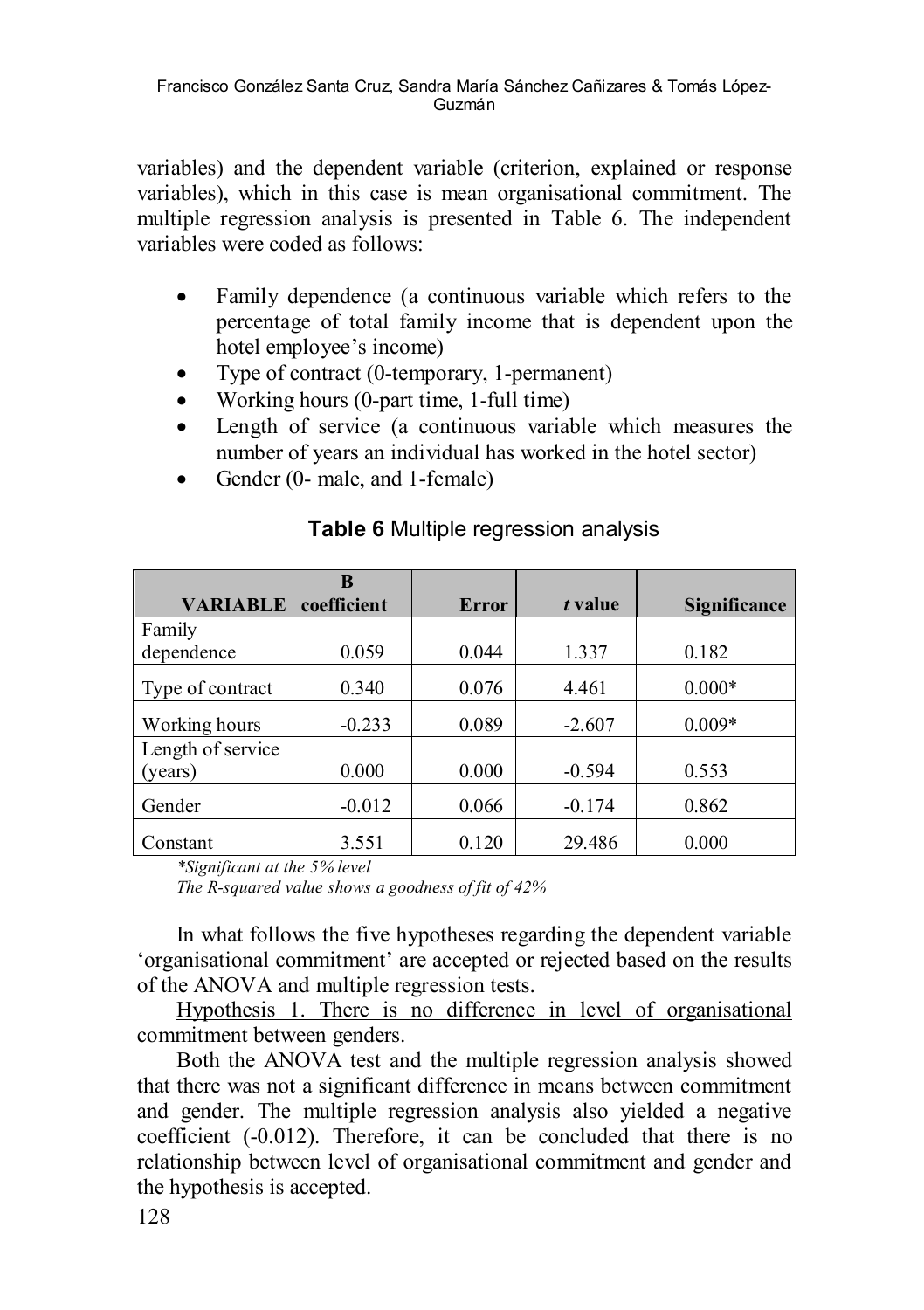variables) and the dependent variable (criterion, explained or response variables), which in this case is mean organisational commitment. The multiple regression analysis is presented in Table 6. The independent variables were coded as follows:

- Family dependence (a continuous variable which refers to the percentage of total family income that is dependent upon the hotel employee's income)
- Type of contract (0-temporary, 1-permanent)
- Working hours (0-part time, 1-full time)
- Length of service (a continuous variable which measures the number of years an individual has worked in the hotel sector)
- Gender (0- male, and 1-female)

**Table 6** Multiple regression analysis

| VARIABLE | B coefficient | Error | *t* value | Significance |
|---|---|---|---|---|
| Family dependence | 0.059 | 0.044 | 1.337 | 0.182 |
| Type of contract | 0.340 | 0.076 | 4.461 | 0.000* |
| Working hours | -0.233 | 0.089 | -2.607 | 0.009* |
| Length of service (years) | 0.000 | 0.000 | -0.594 | 0.553 |
| Gender | -0.012 | 0.066 | -0.174 | 0.862 |
| Constant | 3.551 | 0.120 | 29.486 | 0.000 |

*\*Significant at the 5% level*

*The R-squared value shows a goodness of fit of 42%*

In what follows the five hypotheses regarding the dependent variable 'organisational commitment' are accepted or rejected based on the results of the ANOVA and multiple regression tests.

Hypothesis 1. There is no difference in level of organisational commitment between genders.

Both the ANOVA test and the multiple regression analysis showed that there was not a significant difference in means between commitment and gender. The multiple regression analysis also yielded a negative coefficient (-0.012). Therefore, it can be concluded that there is no relationship between level of organisational commitment and gender and the hypothesis is accepted.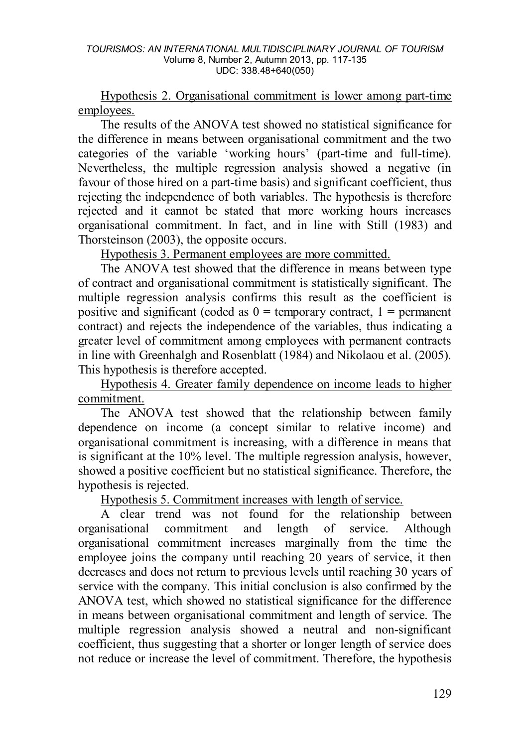Hypothesis 2. Organisational commitment is lower among part-time employees.

The results of the ANOVA test showed no statistical significance for the difference in means between organisational commitment and the two categories of the variable 'working hours' (part-time and full-time). Nevertheless, the multiple regression analysis showed a negative (in favour of those hired on a part-time basis) and significant coefficient, thus rejecting the independence of both variables. The hypothesis is therefore rejected and it cannot be stated that more working hours increases organisational commitment. In fact, and in line with Still (1983) and Thorsteinson (2003), the opposite occurs.

Hypothesis 3. Permanent employees are more committed.

The ANOVA test showed that the difference in means between type of contract and organisational commitment is statistically significant. The multiple regression analysis confirms this result as the coefficient is positive and significant (coded as 0 = temporary contract, 1 = permanent contract) and rejects the independence of the variables, thus indicating a greater level of commitment among employees with permanent contracts in line with Greenhalgh and Rosenblatt (1984) and Nikolaou et al. (2005). This hypothesis is therefore accepted.

Hypothesis 4. Greater family dependence on income leads to higher commitment.

The ANOVA test showed that the relationship between family dependence on income (a concept similar to relative income) and organisational commitment is increasing, with a difference in means that is significant at the 10% level. The multiple regression analysis, however, showed a positive coefficient but no statistical significance. Therefore, the hypothesis is rejected.

Hypothesis 5. Commitment increases with length of service.

A clear trend was not found for the relationship between organisational commitment and length of service. Although organisational commitment increases marginally from the time the employee joins the company until reaching 20 years of service, it then decreases and does not return to previous levels until reaching 30 years of service with the company. This initial conclusion is also confirmed by the ANOVA test, which showed no statistical significance for the difference in means between organisational commitment and length of service. The multiple regression analysis showed a neutral and non-significant coefficient, thus suggesting that a shorter or longer length of service does not reduce or increase the level of commitment. Therefore, the hypothesis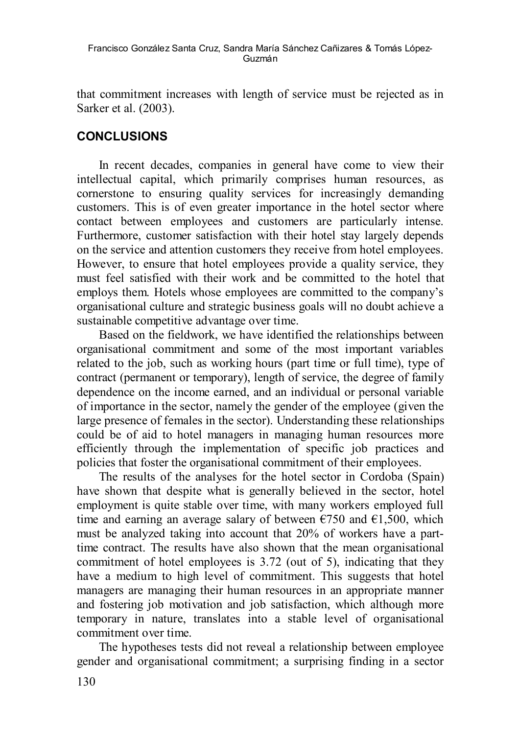that commitment increases with length of service must be rejected as in Sarker et al. (2003).

## CONCLUSIONS

In recent decades, companies in general have come to view their intellectual capital, which primarily comprises human resources, as cornerstone to ensuring quality services for increasingly demanding customers. This is of even greater importance in the hotel sector where contact between employees and customers are particularly intense. Furthermore, customer satisfaction with their hotel stay largely depends on the service and attention customers they receive from hotel employees. However, to ensure that hotel employees provide a quality service, they must feel satisfied with their work and be committed to the hotel that employs them. Hotels whose employees are committed to the company's organisational culture and strategic business goals will no doubt achieve a sustainable competitive advantage over time.

Based on the fieldwork, we have identified the relationships between organisational commitment and some of the most important variables related to the job, such as working hours (part time or full time), type of contract (permanent or temporary), length of service, the degree of family dependence on the income earned, and an individual or personal variable of importance in the sector, namely the gender of the employee (given the large presence of females in the sector). Understanding these relationships could be of aid to hotel managers in managing human resources more efficiently through the implementation of specific job practices and policies that foster the organisational commitment of their employees.

The results of the analyses for the hotel sector in Cordoba (Spain) have shown that despite what is generally believed in the sector, hotel employment is quite stable over time, with many workers employed full time and earning an average salary of between €750 and €1,500, which must be analyzed taking into account that 20% of workers have a part-time contract. The results have also shown that the mean organisational commitment of hotel employees is 3.72 (out of 5), indicating that they have a medium to high level of commitment. This suggests that hotel managers are managing their human resources in an appropriate manner and fostering job motivation and job satisfaction, which although more temporary in nature, translates into a stable level of organisational commitment over time.

The hypotheses tests did not reveal a relationship between employee gender and organisational commitment; a surprising finding in a sector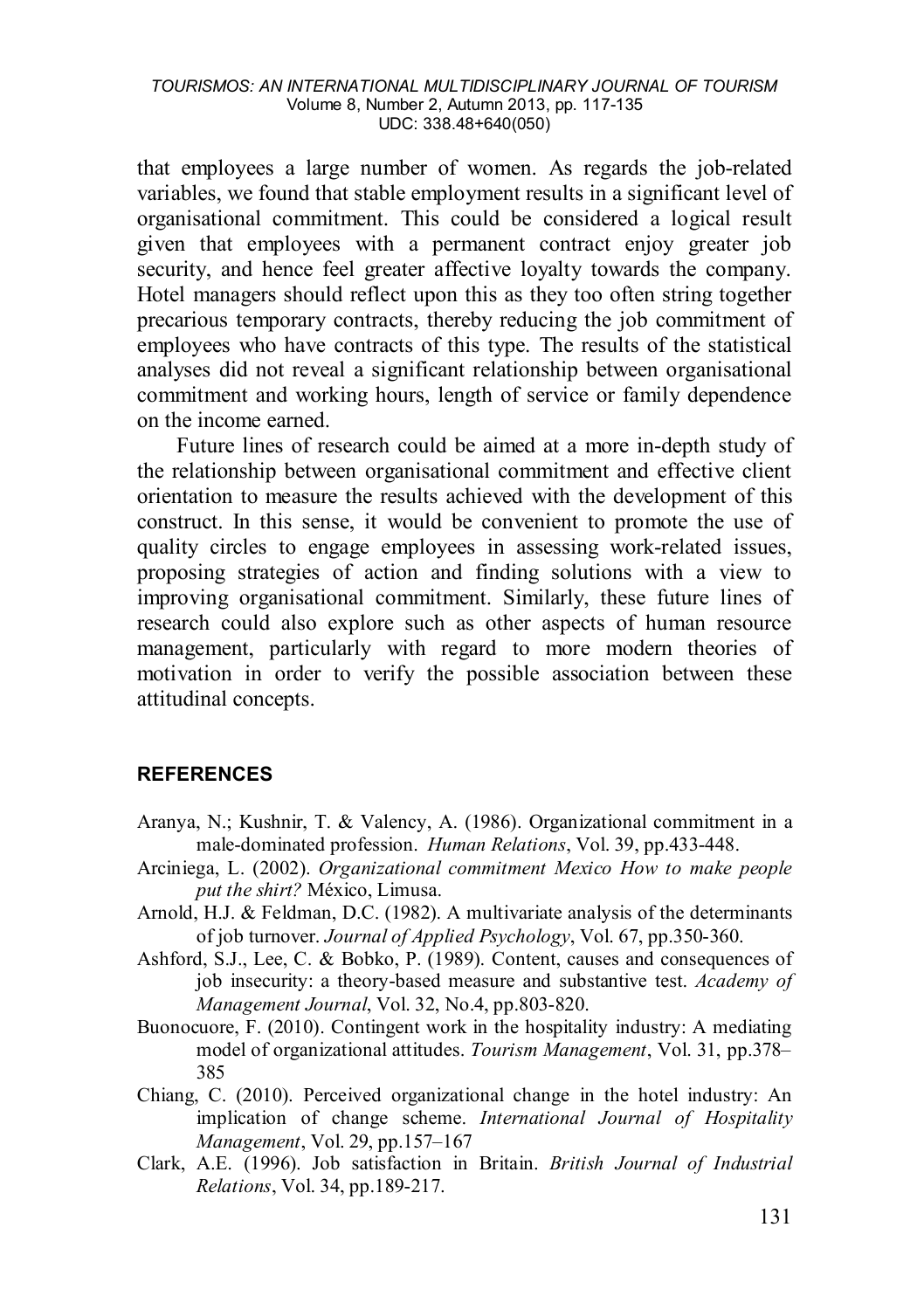that employees a large number of women. As regards the job-related variables, we found that stable employment results in a significant level of organisational commitment. This could be considered a logical result given that employees with a permanent contract enjoy greater job security, and hence feel greater affective loyalty towards the company. Hotel managers should reflect upon this as they too often string together precarious temporary contracts, thereby reducing the job commitment of employees who have contracts of this type. The results of the statistical analyses did not reveal a significant relationship between organisational commitment and working hours, length of service or family dependence on the income earned.

Future lines of research could be aimed at a more in-depth study of the relationship between organisational commitment and effective client orientation to measure the results achieved with the development of this construct. In this sense, it would be convenient to promote the use of quality circles to engage employees in assessing work-related issues, proposing strategies of action and finding solutions with a view to improving organisational commitment. Similarly, these future lines of research could also explore such as other aspects of human resource management, particularly with regard to more modern theories of motivation in order to verify the possible association between these attitudinal concepts.

## REFERENCES

Aranya, N.; Kushnir, T. & Valency, A. (1986). Organizational commitment in a male-dominated profession. *Human Relations*, Vol. 39, pp.433-448.

Arciniega, L. (2002). *Organizational commitment Mexico How to make people put the shirt?* México, Limusa.

Arnold, H.J. & Feldman, D.C. (1982). A multivariate analysis of the determinants of job turnover. *Journal of Applied Psychology*, Vol. 67, pp.350-360.

Ashford, S.J., Lee, C. & Bobko, P. (1989). Content, causes and consequences of job insecurity: a theory-based measure and substantive test. *Academy of Management Journal*, Vol. 32, No.4, pp.803-820.

Buonocuore, F. (2010). Contingent work in the hospitality industry: A mediating model of organizational attitudes. *Tourism Management*, Vol. 31, pp.378–385

Chiang, C. (2010). Perceived organizational change in the hotel industry: An implication of change scheme. *International Journal of Hospitality Management*, Vol. 29, pp.157–167

Clark, A.E. (1996). Job satisfaction in Britain. *British Journal of Industrial Relations*, Vol. 34, pp.189-217.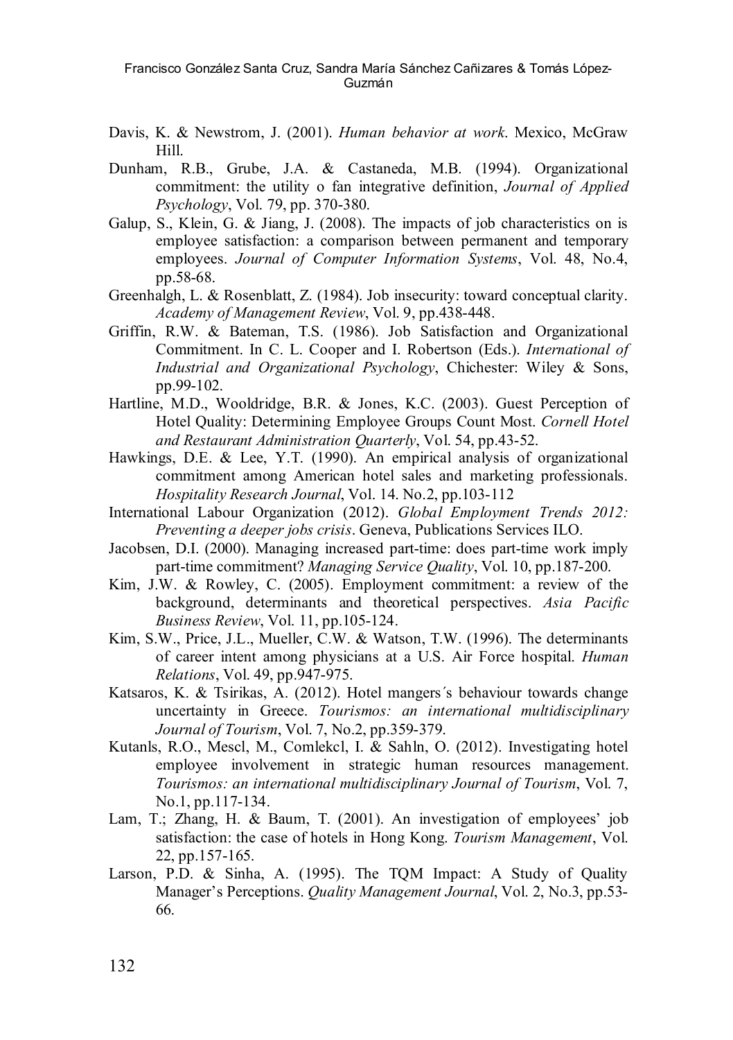Davis, K. & Newstrom, J. (2001). *Human behavior at work*. Mexico, McGraw Hill.

Dunham, R.B., Grube, J.A. & Castaneda, M.B. (1994). Organizational commitment: the utility o fan integrative definition, *Journal of Applied Psychology*, Vol. 79, pp. 370-380.

Galup, S., Klein, G. & Jiang, J. (2008). The impacts of job characteristics on is employee satisfaction: a comparison between permanent and temporary employees. *Journal of Computer Information Systems*, Vol. 48, No.4, pp.58-68.

Greenhalgh, L. & Rosenblatt, Z. (1984). Job insecurity: toward conceptual clarity. *Academy of Management Review*, Vol. 9, pp.438-448.

Griffin, R.W. & Bateman, T.S. (1986). Job Satisfaction and Organizational Commitment. In C. L. Cooper and I. Robertson (Eds.). *International of Industrial and Organizational Psychology*, Chichester: Wiley & Sons, pp.99-102.

Hartline, M.D., Wooldridge, B.R. & Jones, K.C. (2003). Guest Perception of Hotel Quality: Determining Employee Groups Count Most. *Cornell Hotel and Restaurant Administration Quarterly*, Vol. 54, pp.43-52.

Hawkings, D.E. & Lee, Y.T. (1990). An empirical analysis of organizational commitment among American hotel sales and marketing professionals. *Hospitality Research Journal*, Vol. 14. No.2, pp.103-112

International Labour Organization (2012). *Global Employment Trends 2012: Preventing a deeper jobs crisis*. Geneva, Publications Services ILO.

Jacobsen, D.I. (2000). Managing increased part-time: does part-time work imply part-time commitment? *Managing Service Quality*, Vol. 10, pp.187-200.

Kim, J.W. & Rowley, C. (2005). Employment commitment: a review of the background, determinants and theoretical perspectives. *Asia Pacific Business Review*, Vol. 11, pp.105-124.

Kim, S.W., Price, J.L., Mueller, C.W. & Watson, T.W. (1996). The determinants of career intent among physicians at a U.S. Air Force hospital. *Human Relations*, Vol. 49, pp.947-975.

Katsaros, K. & Tsirikas, A. (2012). Hotel mangers´s behaviour towards change uncertainty in Greece. *Tourismos: an international multidisciplinary Journal of Tourism*, Vol. 7, No.2, pp.359-379.

Kutanls, R.O., Mescl, M., Comlekcl, I. & Sahln, O. (2012). Investigating hotel employee involvement in strategic human resources management. *Tourismos: an international multidisciplinary Journal of Tourism*, Vol. 7, No.1, pp.117-134.

Lam, T.; Zhang, H. & Baum, T. (2001). An investigation of employees' job satisfaction: the case of hotels in Hong Kong. *Tourism Management*, Vol. 22, pp.157-165.

Larson, P.D. & Sinha, A. (1995). The TQM Impact: A Study of Quality Manager's Perceptions. *Quality Management Journal*, Vol. 2, No.3, pp.53-66.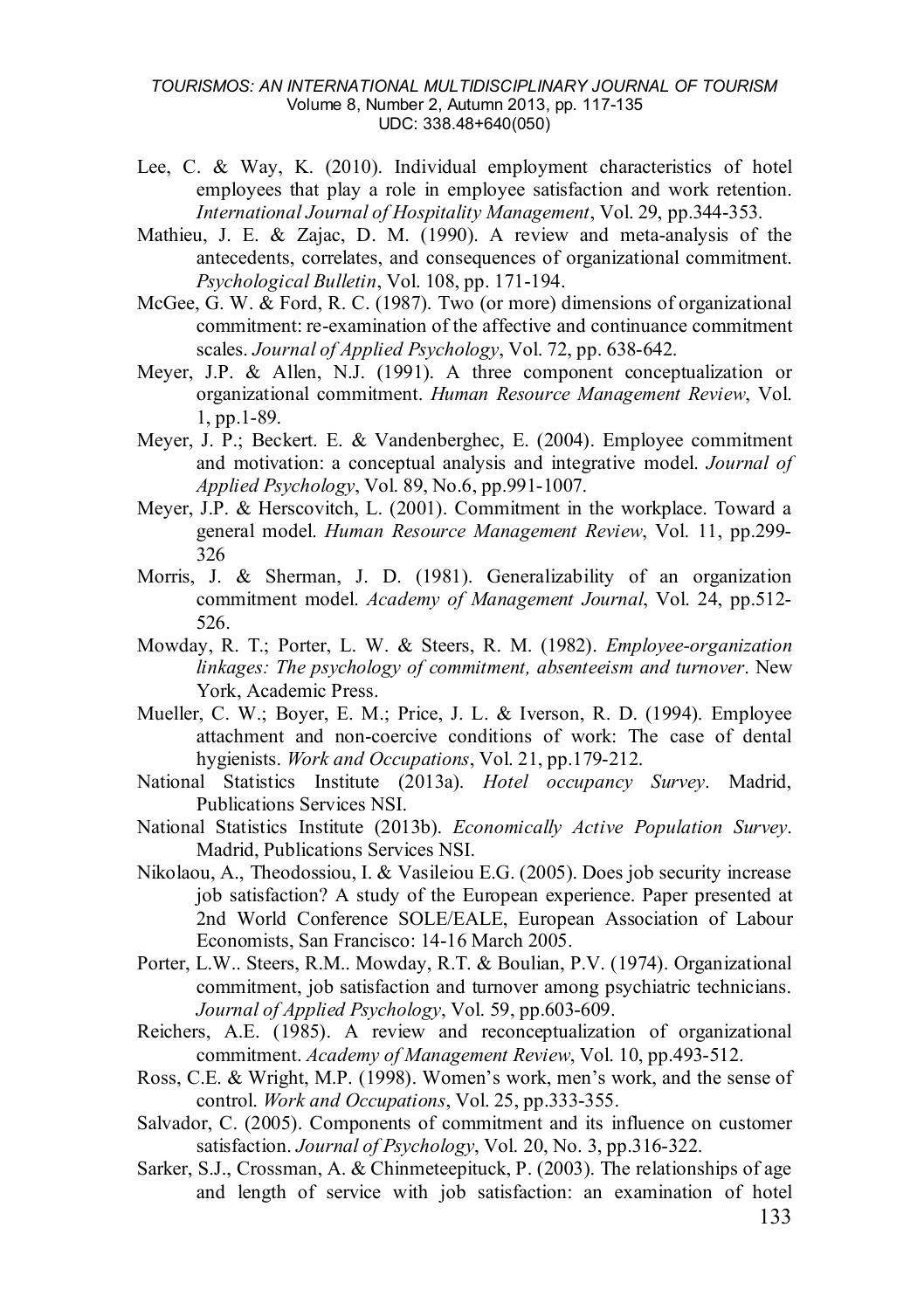Lee, C. & Way, K. (2010). Individual employment characteristics of hotel employees that play a role in employee satisfaction and work retention. *International Journal of Hospitality Management*, Vol. 29, pp.344-353.

Mathieu, J. E. & Zajac, D. M. (1990). A review and meta-analysis of the antecedents, correlates, and consequences of organizational commitment. *Psychological Bulletin*, Vol. 108, pp. 171-194.

McGee, G. W. & Ford, R. C. (1987). Two (or more) dimensions of organizational commitment: re-examination of the affective and continuance commitment scales. *Journal of Applied Psychology*, Vol. 72, pp. 638-642.

Meyer, J.P. & Allen, N.J. (1991). A three component conceptualization or organizational commitment. *Human Resource Management Review*, Vol. 1, pp.1-89.

Meyer, J. P.; Beckert. E. & Vandenberghec, E. (2004). Employee commitment and motivation: a conceptual analysis and integrative model. *Journal of Applied Psychology*, Vol. 89, No.6, pp.991-1007.

Meyer, J.P. & Herscovitch, L. (2001). Commitment in the workplace. Toward a general model. *Human Resource Management Review*, Vol. 11, pp.299-326

Morris, J. & Sherman, J. D. (1981). Generalizability of an organization commitment model. *Academy of Management Journal*, Vol. 24, pp.512-526.

Mowday, R. T.; Porter, L. W. & Steers, R. M. (1982). *Employee-organization linkages: The psychology of commitment, absenteeism and turnover*. New York, Academic Press.

Mueller, C. W.; Boyer, E. M.; Price, J. L. & Iverson, R. D. (1994). Employee attachment and non-coercive conditions of work: The case of dental hygienists. *Work and Occupations*, Vol. 21, pp.179-212.

National Statistics Institute (2013a). *Hotel occupancy Survey*. Madrid, Publications Services NSI.

National Statistics Institute (2013b). *Economically Active Population Survey*. Madrid, Publications Services NSI.

Nikolaou, A., Theodossiou, I. & Vasileiou E.G. (2005). Does job security increase job satisfaction? A study of the European experience. Paper presented at 2nd World Conference SOLE/EALE, European Association of Labour Economists, San Francisco: 14-16 March 2005.

Porter, L.W.. Steers, R.M.. Mowday, R.T. & Boulian, P.V. (1974). Organizational commitment, job satisfaction and turnover among psychiatric technicians. *Journal of Applied Psychology*, Vol. 59, pp.603-609.

Reichers, A.E. (1985). A review and reconceptualization of organizational commitment. *Academy of Management Review*, Vol. 10, pp.493-512.

Ross, C.E. & Wright, M.P. (1998). Women's work, men's work, and the sense of control. *Work and Occupations*, Vol. 25, pp.333-355.

Salvador, C. (2005). Components of commitment and its influence on customer satisfaction. *Journal of Psychology*, Vol. 20, No. 3, pp.316-322.

Sarker, S.J., Crossman, A. & Chinmeteepituck, P. (2003). The relationships of age and length of service with job satisfaction: an examination of hotel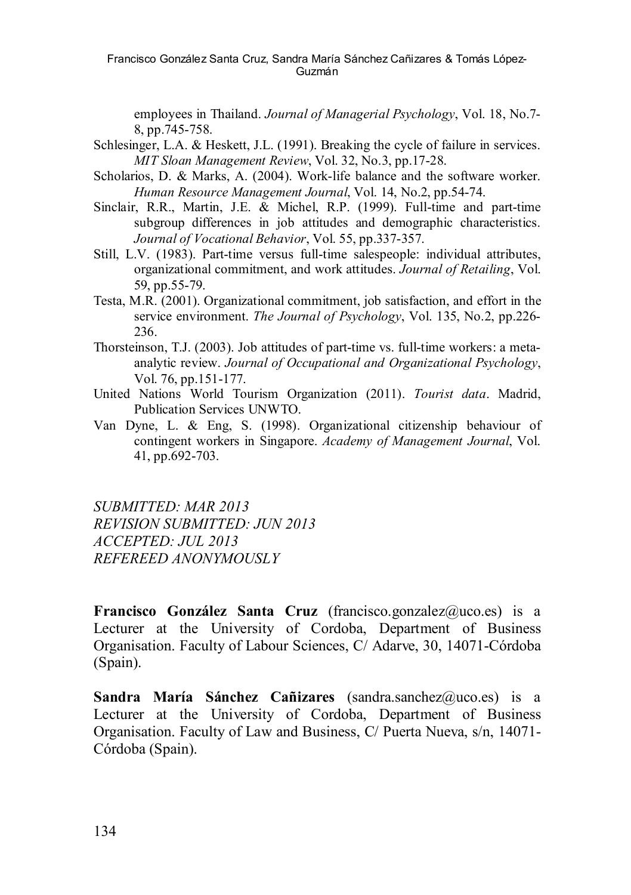employees in Thailand. *Journal of Managerial Psychology*, Vol. 18, No.7-8, pp.745-758.

Schlesinger, L.A. & Heskett, J.L. (1991). Breaking the cycle of failure in services. *MIT Sloan Management Review*, Vol. 32, No.3, pp.17-28.

Scholarios, D. & Marks, A. (2004). Work-life balance and the software worker. *Human Resource Management Journal*, Vol. 14, No.2, pp.54-74.

Sinclair, R.R., Martin, J.E. & Michel, R.P. (1999). Full-time and part-time subgroup differences in job attitudes and demographic characteristics. *Journal of Vocational Behavior*, Vol. 55, pp.337-357.

Still, L.V. (1983). Part-time versus full-time salespeople: individual attributes, organizational commitment, and work attitudes. *Journal of Retailing*, Vol. 59, pp.55-79.

Testa, M.R. (2001). Organizational commitment, job satisfaction, and effort in the service environment. *The Journal of Psychology*, Vol. 135, No.2, pp.226-236.

Thorsteinson, T.J. (2003). Job attitudes of part-time vs. full-time workers: a meta-analytic review. *Journal of Occupational and Organizational Psychology*, Vol. 76, pp.151-177.

United Nations World Tourism Organization (2011). *Tourist data*. Madrid, Publication Services UNWTO.

Van Dyne, L. & Eng, S. (1998). Organizational citizenship behaviour of contingent workers in Singapore. *Academy of Management Journal*, Vol. 41, pp.692-703.

*SUBMITTED: MAR 2013*
*REVISION SUBMITTED: JUN 2013*
*ACCEPTED: JUL 2013*
*REFEREED ANONYMOUSLY*

**Francisco González Santa Cruz** (francisco.gonzalez@uco.es) is a Lecturer at the University of Cordoba, Department of Business Organisation. Faculty of Labour Sciences, C/ Adarve, 30, 14071-Córdoba (Spain).

**Sandra María Sánchez Cañizares** (sandra.sanchez@uco.es) is a Lecturer at the University of Cordoba, Department of Business Organisation. Faculty of Law and Business, C/ Puerta Nueva, s/n, 14071-Córdoba (Spain).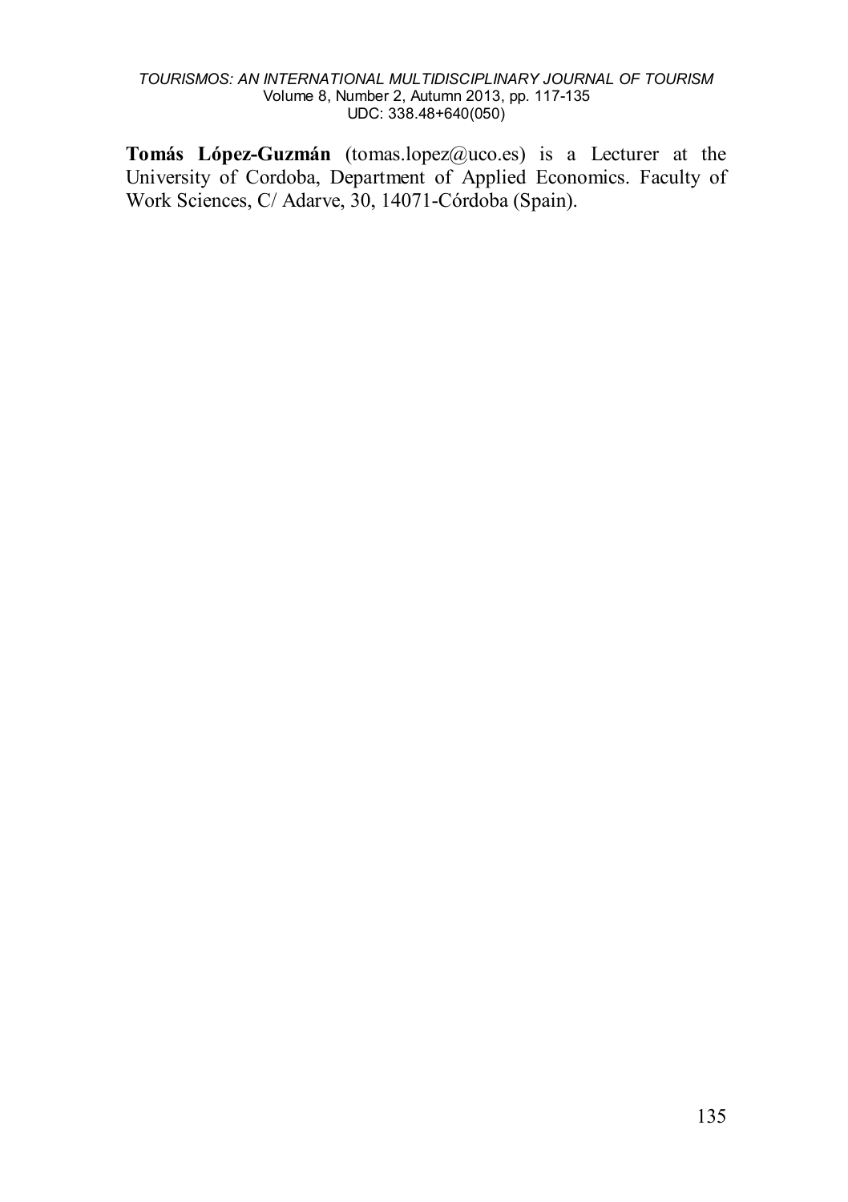**Tomás López-Guzmán** (tomas.lopez@uco.es) is a Lecturer at the University of Cordoba, Department of Applied Economics. Faculty of Work Sciences, C/ Adarve, 30, 14071-Córdoba (Spain).